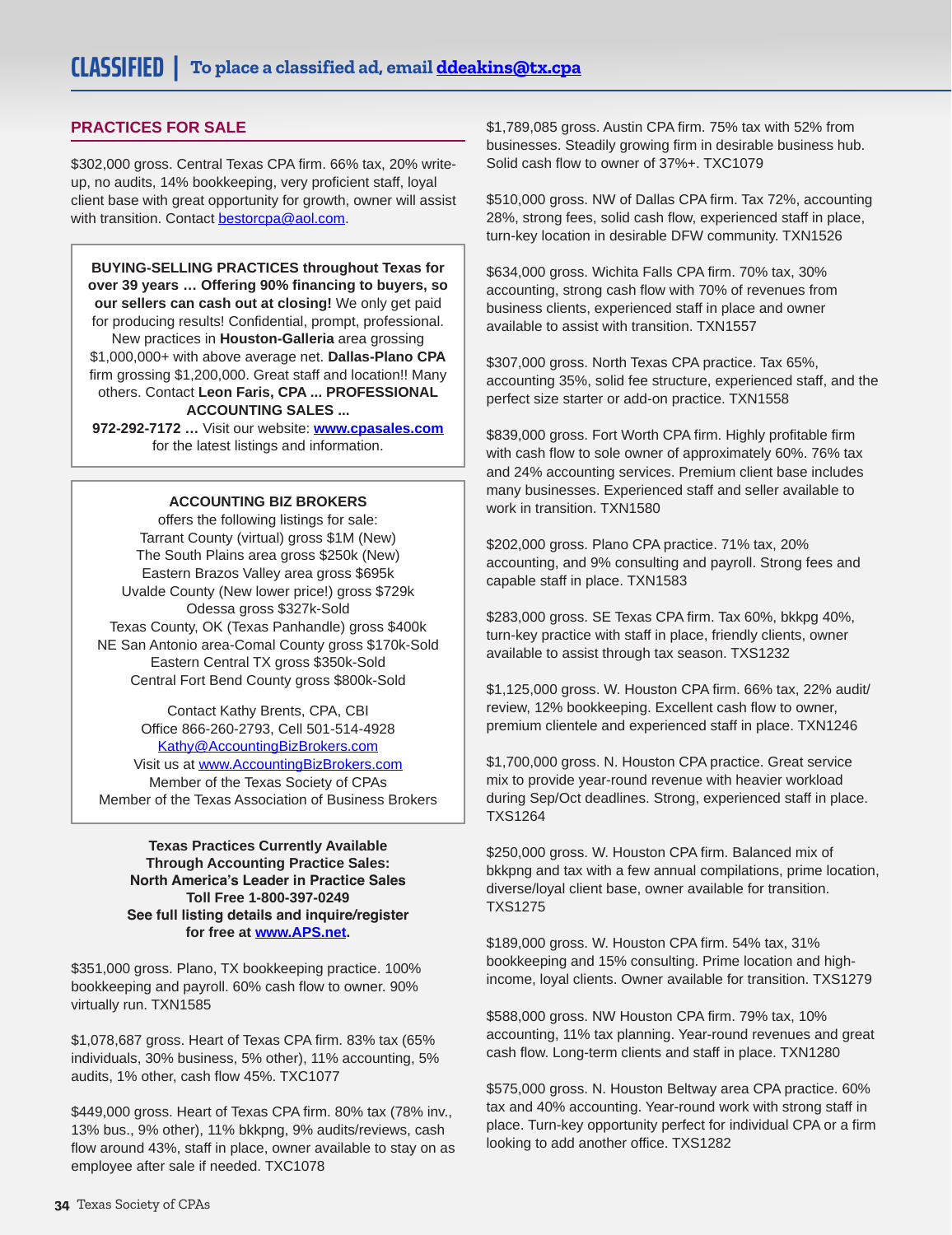# CLASSIFIED | To place a classified ad, email [ddeakins@tx.cpa](mailto:ddeakins@tx.cpa)

## PRACTICES FOR SALE

$302,000 gross. Central Texas CPA firm. 66% tax, 20% write-up, no audits, 14% bookkeeping, very proficient staff, loyal client base with great opportunity for growth, owner will assist with transition. Contact bestorcpa@aol.com.

**BUYING-SELLING PRACTICES throughout Texas for over 39 years … Offering 90% financing to buyers, so our sellers can cash out at closing!** We only get paid for producing results! Confidential, prompt, professional. New practices in **Houston-Galleria** area grossing $1,000,000+ with above average net. **Dallas-Plano CPA** firm grossing $1,200,000. Great staff and location!! Many others. Contact **Leon Faris, CPA ... PROFESSIONAL ACCOUNTING SALES ...**
**972-292-7172 …** Visit our website: **www.cpasales.com** for the latest listings and information.

**ACCOUNTING BIZ BROKERS**
offers the following listings for sale:
Tarrant County (virtual) gross $1M (New)
The South Plains area gross $250k (New)
Eastern Brazos Valley area gross $695k
Uvalde County (New lower price!) gross $729k
Odessa gross $327k-Sold
Texas County, OK (Texas Panhandle) gross $400k
NE San Antonio area-Comal County gross $170k-Sold
Eastern Central TX gross $350k-Sold
Central Fort Bend County gross $800k-Sold

Contact Kathy Brents, CPA, CBI
Office 866-260-2793, Cell 501-514-4928
Kathy@AccountingBizBrokers.com
Visit us at www.AccountingBizBrokers.com
Member of the Texas Society of CPAs
Member of the Texas Association of Business Brokers

**Texas Practices Currently Available Through Accounting Practice Sales: North America's Leader in Practice Sales**
**Toll Free 1-800-397-0249**
**See full listing details and inquire/register for free at www.APS.net.**

$351,000 gross. Plano, TX bookkeeping practice. 100% bookkeeping and payroll. 60% cash flow to owner. 90% virtually run. TXN1585

$1,078,687 gross. Heart of Texas CPA firm. 83% tax (65% individuals, 30% business, 5% other), 11% accounting, 5% audits, 1% other, cash flow 45%. TXC1077

$449,000 gross. Heart of Texas CPA firm. 80% tax (78% inv., 13% bus., 9% other), 11% bkkpng, 9% audits/reviews, cash flow around 43%, staff in place, owner available to stay on as employee after sale if needed. TXC1078

$1,789,085 gross. Austin CPA firm. 75% tax with 52% from businesses. Steadily growing firm in desirable business hub. Solid cash flow to owner of 37%+. TXC1079

$510,000 gross. NW of Dallas CPA firm. Tax 72%, accounting 28%, strong fees, solid cash flow, experienced staff in place, turn-key location in desirable DFW community. TXN1526

$634,000 gross. Wichita Falls CPA firm. 70% tax, 30% accounting, strong cash flow with 70% of revenues from business clients, experienced staff in place and owner available to assist with transition. TXN1557

$307,000 gross. North Texas CPA practice. Tax 65%, accounting 35%, solid fee structure, experienced staff, and the perfect size starter or add-on practice. TXN1558

$839,000 gross. Fort Worth CPA firm. Highly profitable firm with cash flow to sole owner of approximately 60%. 76% tax and 24% accounting services. Premium client base includes many businesses. Experienced staff and seller available to work in transition. TXN1580

$202,000 gross. Plano CPA practice. 71% tax, 20% accounting, and 9% consulting and payroll. Strong fees and capable staff in place. TXN1583

$283,000 gross. SE Texas CPA firm. Tax 60%, bkkpg 40%, turn-key practice with staff in place, friendly clients, owner available to assist through tax season. TXS1232

$1,125,000 gross. W. Houston CPA firm. 66% tax, 22% audit/review, 12% bookkeeping. Excellent cash flow to owner, premium clientele and experienced staff in place. TXN1246

$1,700,000 gross. N. Houston CPA practice. Great service mix to provide year-round revenue with heavier workload during Sep/Oct deadlines. Strong, experienced staff in place. TXS1264

$250,000 gross. W. Houston CPA firm. Balanced mix of bkkpng and tax with a few annual compilations, prime location, diverse/loyal client base, owner available for transition. TXS1275

$189,000 gross. W. Houston CPA firm. 54% tax, 31% bookkeeping and 15% consulting. Prime location and high-income, loyal clients. Owner available for transition. TXS1279

$588,000 gross. NW Houston CPA firm. 79% tax, 10% accounting, 11% tax planning. Year-round revenues and great cash flow. Long-term clients and staff in place. TXN1280

$575,000 gross. N. Houston Beltway area CPA practice. 60% tax and 40% accounting. Year-round work with strong staff in place. Turn-key opportunity perfect for individual CPA or a firm looking to add another office. TXS1282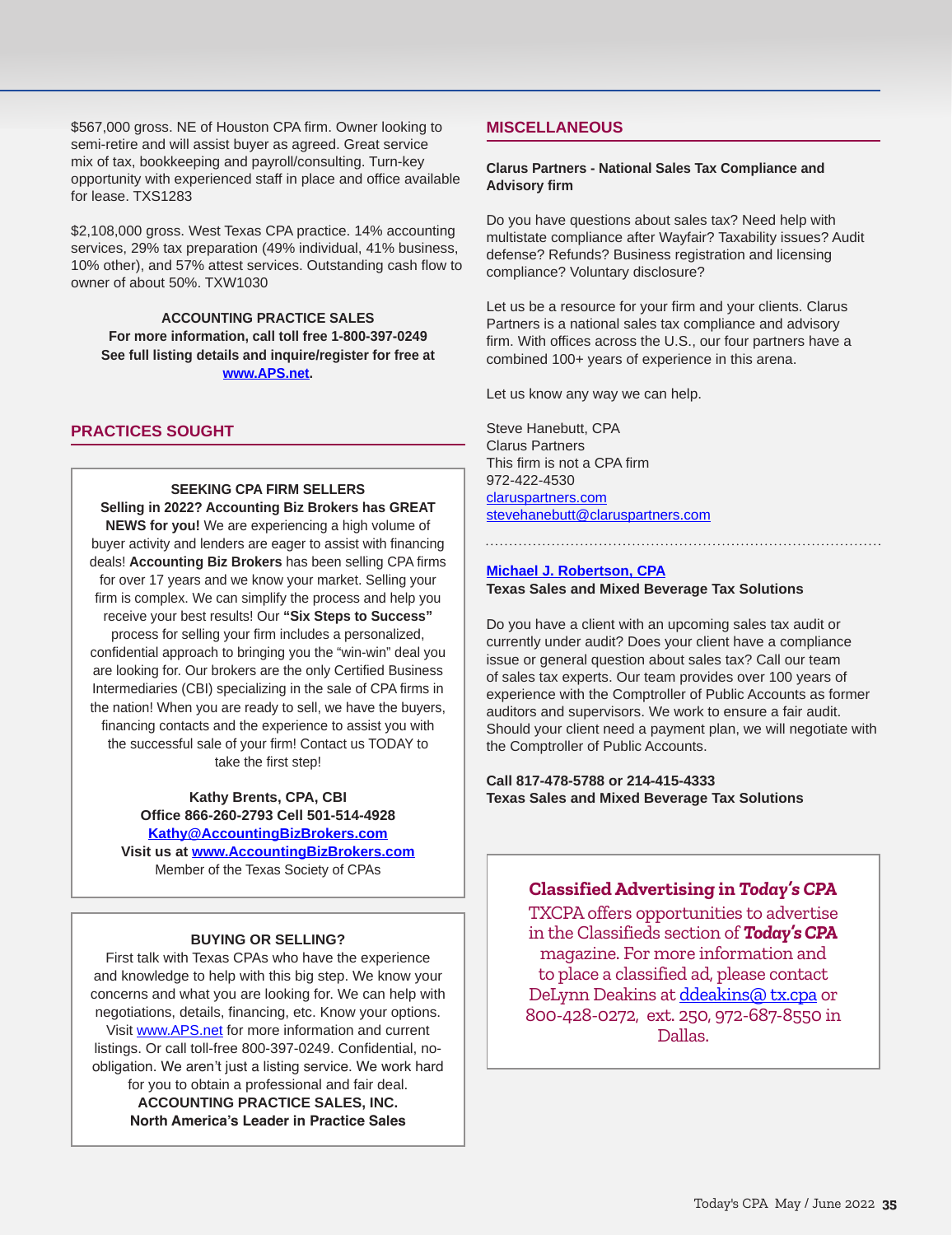$567,000 gross. NE of Houston CPA firm. Owner looking to semi-retire and will assist buyer as agreed. Great service mix of tax, bookkeeping and payroll/consulting. Turn-key opportunity with experienced staff in place and office available for lease. TXS1283

$2,108,000 gross. West Texas CPA practice. 14% accounting services, 29% tax preparation (49% individual, 41% business, 10% other), and 57% attest services. Outstanding cash flow to owner of about 50%. TXW1030

**ACCOUNTING PRACTICE SALES**
**For more information, call toll free 1-800-397-0249**
**See full listing details and inquire/register for free at www.APS.net.**

## PRACTICES SOUGHT

**SEEKING CPA FIRM SELLERS**

**Selling in 2022? Accounting Biz Brokers has GREAT NEWS for you!** We are experiencing a high volume of buyer activity and lenders are eager to assist with financing deals! **Accounting Biz Brokers** has been selling CPA firms for over 17 years and we know your market. Selling your firm is complex. We can simplify the process and help you receive your best results! Our **"Six Steps to Success"** process for selling your firm includes a personalized, confidential approach to bringing you the "win-win" deal you are looking for. Our brokers are the only Certified Business Intermediaries (CBI) specializing in the sale of CPA firms in the nation! When you are ready to sell, we have the buyers, financing contacts and the experience to assist you with the successful sale of your firm! Contact us TODAY to take the first step!

**Kathy Brents, CPA, CBI**
**Office 866-260-2793 Cell 501-514-4928**
**Kathy@AccountingBizBrokers.com**
**Visit us at www.AccountingBizBrokers.com**
Member of the Texas Society of CPAs

**BUYING OR SELLING?**

First talk with Texas CPAs who have the experience and knowledge to help with this big step. We know your concerns and what you are looking for. We can help with negotiations, details, financing, etc. Know your options. Visit www.APS.net for more information and current listings. Or call toll-free 800-397-0249. Confidential, no-obligation. We aren't just a listing service. We work hard for you to obtain a professional and fair deal.
**ACCOUNTING PRACTICE SALES, INC.**
**North America's Leader in Practice Sales**

## MISCELLANEOUS

**Clarus Partners - National Sales Tax Compliance and Advisory firm**

Do you have questions about sales tax? Need help with multistate compliance after Wayfair? Taxability issues? Audit defense? Refunds? Business registration and licensing compliance? Voluntary disclosure?

Let us be a resource for your firm and your clients. Clarus Partners is a national sales tax compliance and advisory firm. With offices across the U.S., our four partners have a combined 100+ years of experience in this arena.

Let us know any way we can help.

Steve Hanebutt, CPA
Clarus Partners
This firm is not a CPA firm
972-422-4530
claruspartners.com
stevehanebutt@claruspartners.com

**Michael J. Robertson, CPA**
**Texas Sales and Mixed Beverage Tax Solutions**

Do you have a client with an upcoming sales tax audit or currently under audit? Does your client have a compliance issue or general question about sales tax? Call our team of sales tax experts. Our team provides over 100 years of experience with the Comptroller of Public Accounts as former auditors and supervisors. We work to ensure a fair audit. Should your client need a payment plan, we will negotiate with the Comptroller of Public Accounts.

**Call 817-478-5788 or 214-415-4333**
**Texas Sales and Mixed Beverage Tax Solutions**

**Classified Advertising in *Today's CPA***

TXCPA offers opportunities to advertise in the Classifieds section of ***Today's CPA*** magazine. For more information and to place a classified ad, please contact DeLynn Deakins at ddeakins@ tx.cpa or 800-428-0272, ext. 250, 972-687-8550 in Dallas.